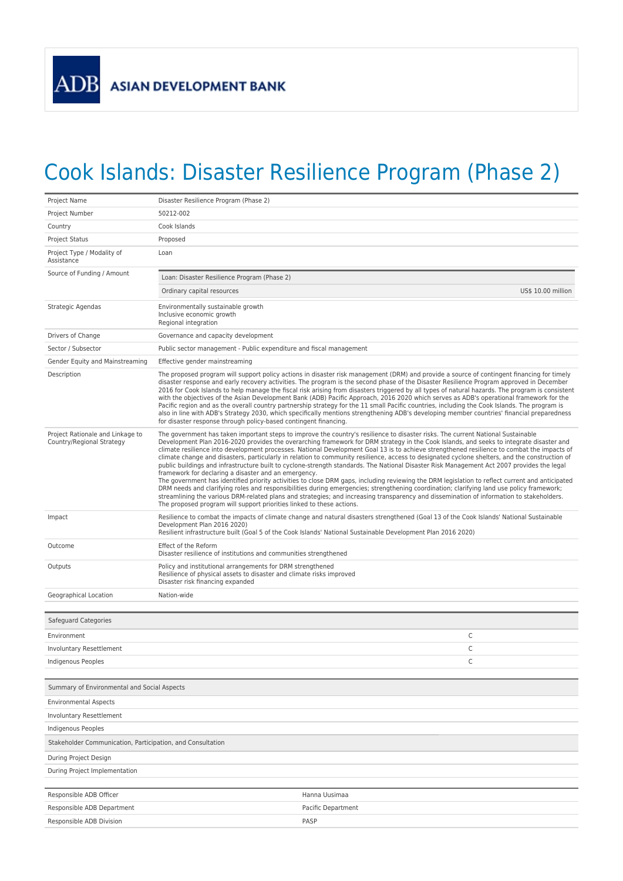ASIAN DEVELOPMENT BANK

# Cook Islands: Disaster Resilience Program (Phase 2)

| | |
|---|---|
| Project Name | Disaster Resilience Program (Phase 2) |
| Project Number | 50212-002 |
| Country | Cook Islands |
| Project Status | Proposed |
| Project Type / Modality of Assistance | Loan |
| Source of Funding / Amount | Loan: Disaster Resilience Program (Phase 2)<br>Ordinary capital resources — US$ 10.00 million |
| Strategic Agendas | Environmentally sustainable growth<br>Inclusive economic growth<br>Regional integration |
| Drivers of Change | Governance and capacity development |
| Sector / Subsector | Public sector management - Public expenditure and fiscal management |
| Gender Equity and Mainstreaming | Effective gender mainstreaming |
| Description | The proposed program will support policy actions in disaster risk management (DRM) and provide a source of contingent financing for timely disaster response and early recovery activities. The program is the second phase of the Disaster Resilience Program approved in December 2016 for Cook Islands to help manage the fiscal risk arising from disasters triggered by all types of natural hazards. The program is consistent with the objectives of the Asian Development Bank (ADB) Pacific Approach, 2016 2020 which serves as ADB's operational framework for the Pacific region and as the overall country partnership strategy for the 11 small Pacific countries, including the Cook Islands. The program is also in line with ADB's Strategy 2030, which specifically mentions strengthening ADB's developing member countries' financial preparedness for disaster response through policy-based contingent financing. |
| Project Rationale and Linkage to Country/Regional Strategy | The government has taken important steps to improve the country's resilience to disaster risks. The current National Sustainable Development Plan 2016-2020 provides the overarching framework for DRM strategy in the Cook Islands, and seeks to integrate disaster and climate resilience into development processes. National Development Goal 13 is to achieve strengthened resilience to combat the impacts of climate change and disasters, particularly in relation to community resilience, access to designated cyclone shelters, and the construction of public buildings and infrastructure built to cyclone-strength standards. The National Disaster Risk Management Act 2007 provides the legal framework for declaring a disaster and an emergency.<br>The government has identified priority activities to close DRM gaps, including reviewing the DRM legislation to reflect current and anticipated DRM needs and clarifying roles and responsibilities during emergencies; strengthening coordination; clarifying land use policy framework; streamlining the various DRM-related plans and strategies; and increasing transparency and dissemination of information to stakeholders. The proposed program will support priorities linked to these actions. |
| Impact | Resilience to combat the impacts of climate change and natural disasters strengthened (Goal 13 of the Cook Islands' National Sustainable Development Plan 2016 2020)<br>Resilient infrastructure built (Goal 5 of the Cook Islands' National Sustainable Development Plan 2016 2020) |
| Outcome | Effect of the Reform<br>Disaster resilience of institutions and communities strengthened |
| Outputs | Policy and institutional arrangements for DRM strengthened<br>Resilience of physical assets to disaster and climate risks improved<br>Disaster risk financing expanded |
| Geographical Location | Nation-wide |

| Safeguard Categories | |
|---|---|
| Environment | C |
| Involuntary Resettlement | C |
| Indigenous Peoples | C |

| Summary of Environmental and Social Aspects | |
|---|---|
| Environmental Aspects | |
| Involuntary Resettlement | |
| Indigenous Peoples | |
| **Stakeholder Communication, Participation, and Consultation** | |
| During Project Design | |
| During Project Implementation | |

| | |
|---|---|
| Responsible ADB Officer | Hanna Uusimaa |
| Responsible ADB Department | Pacific Department |
| Responsible ADB Division | PASP |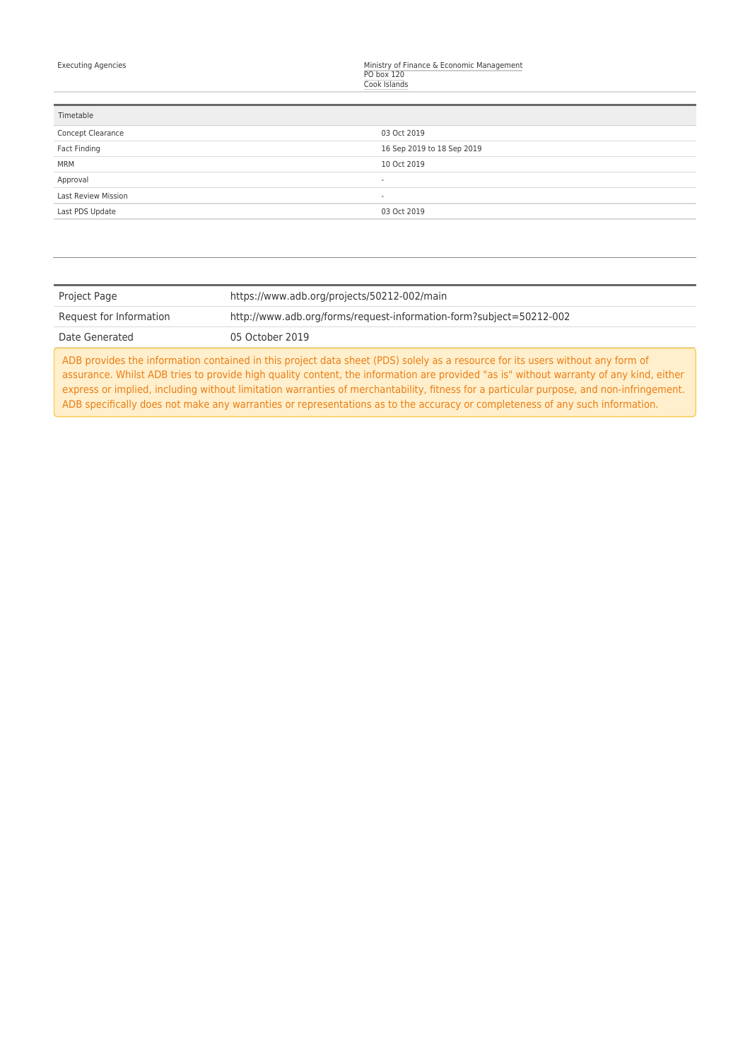| | |
|---|---|
| Executing Agencies | Ministry of Finance & Economic Management<br>PO box 120<br>Cook Islands |

| Timetable | |
|---|---|
| Concept Clearance | 03 Oct 2019 |
| Fact Finding | 16 Sep 2019 to 18 Sep 2019 |
| MRM | 10 Oct 2019 |
| Approval | - |
| Last Review Mission | - |
| Last PDS Update | 03 Oct 2019 |

| | |
|---|---|
| Project Page | https://www.adb.org/projects/50212-002/main |
| Request for Information | http://www.adb.org/forms/request-information-form?subject=50212-002 |
| Date Generated | 05 October 2019 |

ADB provides the information contained in this project data sheet (PDS) solely as a resource for its users without any form of assurance. Whilst ADB tries to provide high quality content, the information are provided "as is" without warranty of any kind, either express or implied, including without limitation warranties of merchantability, fitness for a particular purpose, and non-infringement. ADB specifically does not make any warranties or representations as to the accuracy or completeness of any such information.